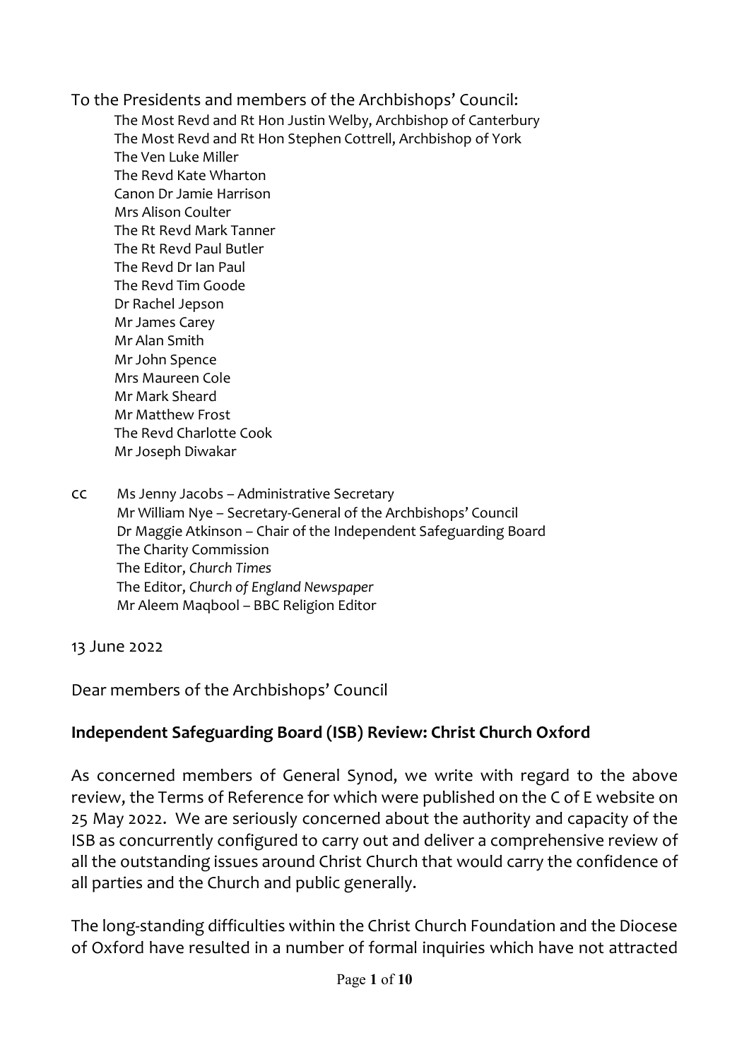To the Presidents and members of the Archbishops' Council:

The Most Revd and Rt Hon Justin Welby, Archbishop of Canterbury
The Most Revd and Rt Hon Stephen Cottrell, Archbishop of York
The Ven Luke Miller
The Revd Kate Wharton
Canon Dr Jamie Harrison
Mrs Alison Coulter
The Rt Revd Mark Tanner
The Rt Revd Paul Butler
The Revd Dr Ian Paul
The Revd Tim Goode
Dr Rachel Jepson
Mr James Carey
Mr Alan Smith
Mr John Spence
Mrs Maureen Cole
Mr Mark Sheard
Mr Matthew Frost
The Revd Charlotte Cook
Mr Joseph Diwakar

cc Ms Jenny Jacobs – Administrative Secretary
Mr William Nye – Secretary-General of the Archbishops' Council
Dr Maggie Atkinson – Chair of the Independent Safeguarding Board
The Charity Commission
The Editor, *Church Times*
The Editor, *Church of England Newspaper*
Mr Aleem Maqbool – BBC Religion Editor

13 June 2022

Dear members of the Archbishops' Council

**Independent Safeguarding Board (ISB) Review: Christ Church Oxford**

As concerned members of General Synod, we write with regard to the above review, the Terms of Reference for which were published on the C of E website on 25 May 2022. We are seriously concerned about the authority and capacity of the ISB as concurrently configured to carry out and deliver a comprehensive review of all the outstanding issues around Christ Church that would carry the confidence of all parties and the Church and public generally.

The long-standing difficulties within the Christ Church Foundation and the Diocese of Oxford have resulted in a number of formal inquiries which have not attracted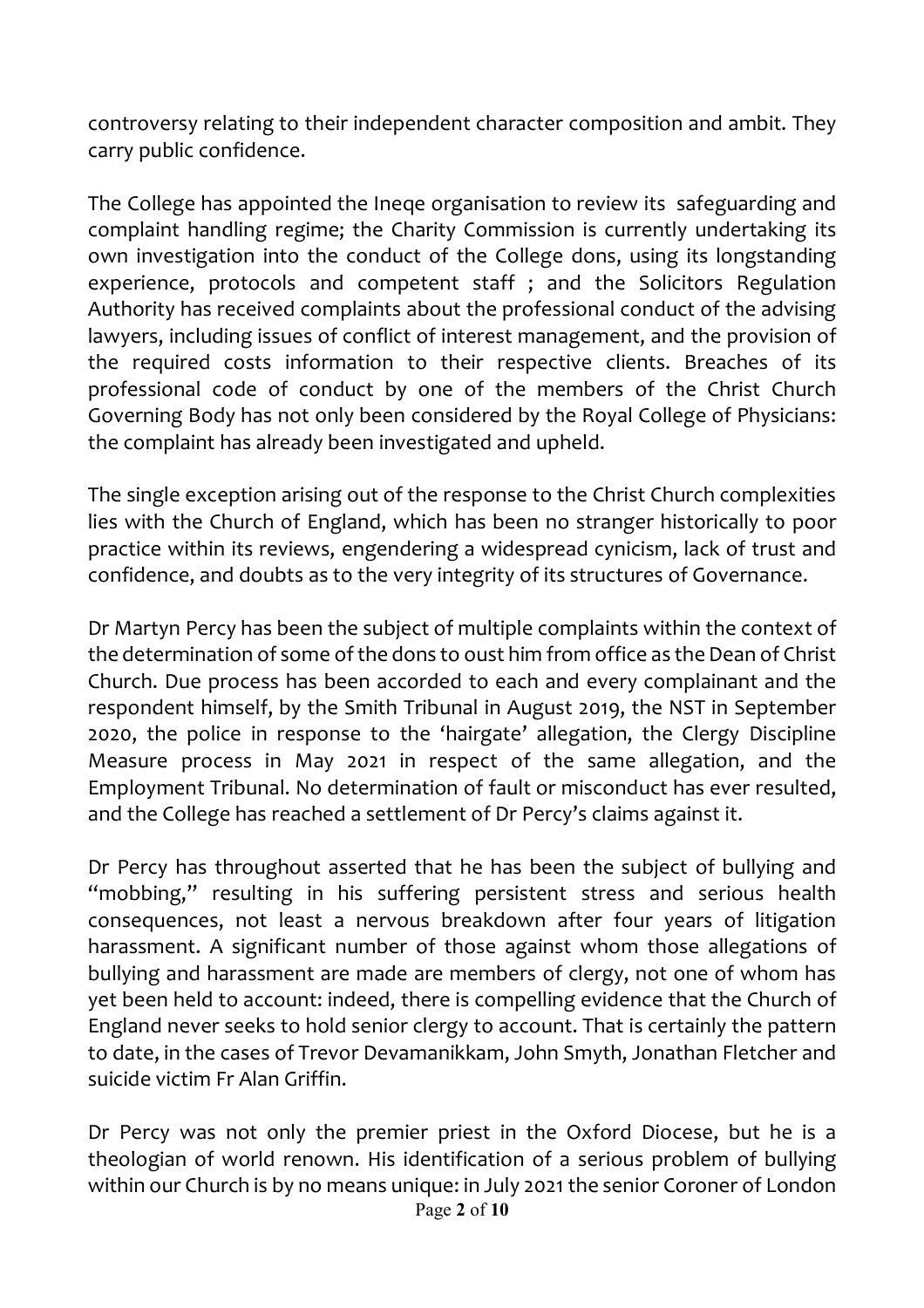controversy relating to their independent character composition and ambit. They carry public confidence.

The College has appointed the Ineqe organisation to review its safeguarding and complaint handling regime; the Charity Commission is currently undertaking its own investigation into the conduct of the College dons, using its longstanding experience, protocols and competent staff ; and the Solicitors Regulation Authority has received complaints about the professional conduct of the advising lawyers, including issues of conflict of interest management, and the provision of the required costs information to their respective clients. Breaches of its professional code of conduct by one of the members of the Christ Church Governing Body has not only been considered by the Royal College of Physicians: the complaint has already been investigated and upheld.

The single exception arising out of the response to the Christ Church complexities lies with the Church of England, which has been no stranger historically to poor practice within its reviews, engendering a widespread cynicism, lack of trust and confidence, and doubts as to the very integrity of its structures of Governance.

Dr Martyn Percy has been the subject of multiple complaints within the context of the determination of some of the dons to oust him from office as the Dean of Christ Church. Due process has been accorded to each and every complainant and the respondent himself, by the Smith Tribunal in August 2019, the NST in September 2020, the police in response to the 'hairgate' allegation, the Clergy Discipline Measure process in May 2021 in respect of the same allegation, and the Employment Tribunal. No determination of fault or misconduct has ever resulted, and the College has reached a settlement of Dr Percy's claims against it.

Dr Percy has throughout asserted that he has been the subject of bullying and "mobbing," resulting in his suffering persistent stress and serious health consequences, not least a nervous breakdown after four years of litigation harassment. A significant number of those against whom those allegations of bullying and harassment are made are members of clergy, not one of whom has yet been held to account: indeed, there is compelling evidence that the Church of England never seeks to hold senior clergy to account. That is certainly the pattern to date, in the cases of Trevor Devamanikkam, John Smyth, Jonathan Fletcher and suicide victim Fr Alan Griffin.

Dr Percy was not only the premier priest in the Oxford Diocese, but he is a theologian of world renown. His identification of a serious problem of bullying within our Church is by no means unique: in July 2021 the senior Coroner of London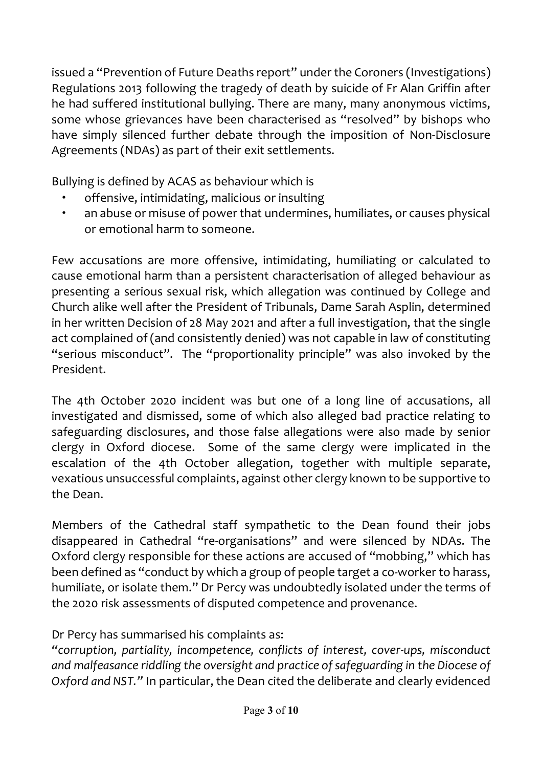issued a "Prevention of Future Deaths report" under the Coroners (Investigations) Regulations 2013 following the tragedy of death by suicide of Fr Alan Griffin after he had suffered institutional bullying. There are many, many anonymous victims, some whose grievances have been characterised as "resolved" by bishops who have simply silenced further debate through the imposition of Non-Disclosure Agreements (NDAs) as part of their exit settlements.

Bullying is defined by ACAS as behaviour which is

- offensive, intimidating, malicious or insulting
- an abuse or misuse of power that undermines, humiliates, or causes physical or emotional harm to someone.

Few accusations are more offensive, intimidating, humiliating or calculated to cause emotional harm than a persistent characterisation of alleged behaviour as presenting a serious sexual risk, which allegation was continued by College and Church alike well after the President of Tribunals, Dame Sarah Asplin, determined in her written Decision of 28 May 2021 and after a full investigation, that the single act complained of (and consistently denied) was not capable in law of constituting "serious misconduct". The "proportionality principle" was also invoked by the President.

The 4th October 2020 incident was but one of a long line of accusations, all investigated and dismissed, some of which also alleged bad practice relating to safeguarding disclosures, and those false allegations were also made by senior clergy in Oxford diocese. Some of the same clergy were implicated in the escalation of the 4th October allegation, together with multiple separate, vexatious unsuccessful complaints, against other clergy known to be supportive to the Dean.

Members of the Cathedral staff sympathetic to the Dean found their jobs disappeared in Cathedral "re-organisations" and were silenced by NDAs. The Oxford clergy responsible for these actions are accused of "mobbing," which has been defined as "conduct by which a group of people target a co-worker to harass, humiliate, or isolate them." Dr Percy was undoubtedly isolated under the terms of the 2020 risk assessments of disputed competence and provenance.

Dr Percy has summarised his complaints as:
*"corruption, partiality, incompetence, conflicts of interest, cover-ups, misconduct and malfeasance riddling the oversight and practice of safeguarding in the Diocese of Oxford and NST."* In particular, the Dean cited the deliberate and clearly evidenced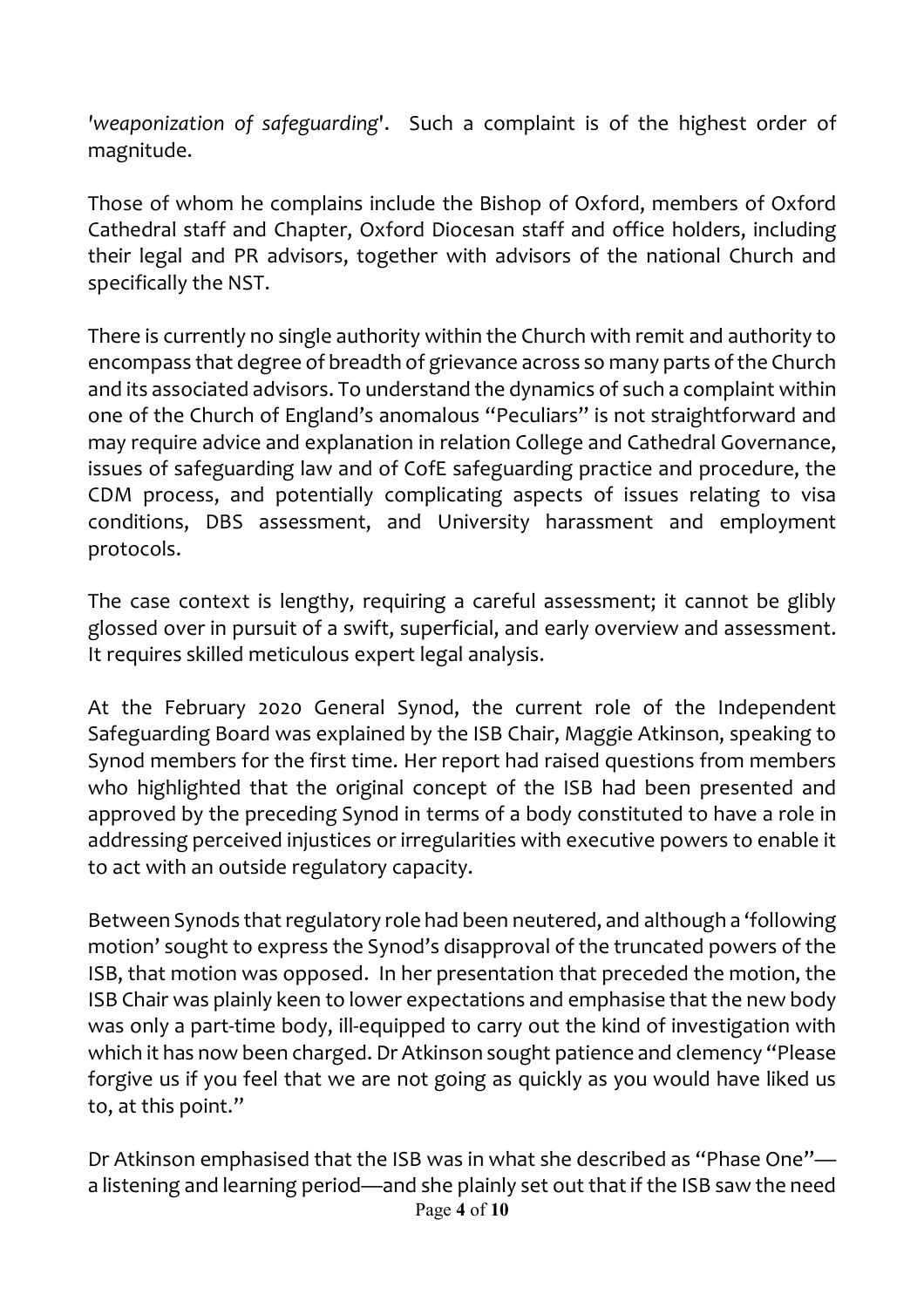*'weaponization of safeguarding'*. Such a complaint is of the highest order of magnitude.

Those of whom he complains include the Bishop of Oxford, members of Oxford Cathedral staff and Chapter, Oxford Diocesan staff and office holders, including their legal and PR advisors, together with advisors of the national Church and specifically the NST.

There is currently no single authority within the Church with remit and authority to encompass that degree of breadth of grievance across so many parts of the Church and its associated advisors. To understand the dynamics of such a complaint within one of the Church of England's anomalous "Peculiars" is not straightforward and may require advice and explanation in relation College and Cathedral Governance, issues of safeguarding law and of CofE safeguarding practice and procedure, the CDM process, and potentially complicating aspects of issues relating to visa conditions, DBS assessment, and University harassment and employment protocols.

The case context is lengthy, requiring a careful assessment; it cannot be glibly glossed over in pursuit of a swift, superficial, and early overview and assessment. It requires skilled meticulous expert legal analysis.

At the February 2020 General Synod, the current role of the Independent Safeguarding Board was explained by the ISB Chair, Maggie Atkinson, speaking to Synod members for the first time. Her report had raised questions from members who highlighted that the original concept of the ISB had been presented and approved by the preceding Synod in terms of a body constituted to have a role in addressing perceived injustices or irregularities with executive powers to enable it to act with an outside regulatory capacity.

Between Synods that regulatory role had been neutered, and although a 'following motion' sought to express the Synod's disapproval of the truncated powers of the ISB, that motion was opposed. In her presentation that preceded the motion, the ISB Chair was plainly keen to lower expectations and emphasise that the new body was only a part-time body, ill-equipped to carry out the kind of investigation with which it has now been charged. Dr Atkinson sought patience and clemency "Please forgive us if you feel that we are not going as quickly as you would have liked us to, at this point."

Dr Atkinson emphasised that the ISB was in what she described as "Phase One"—a listening and learning period—and she plainly set out that if the ISB saw the need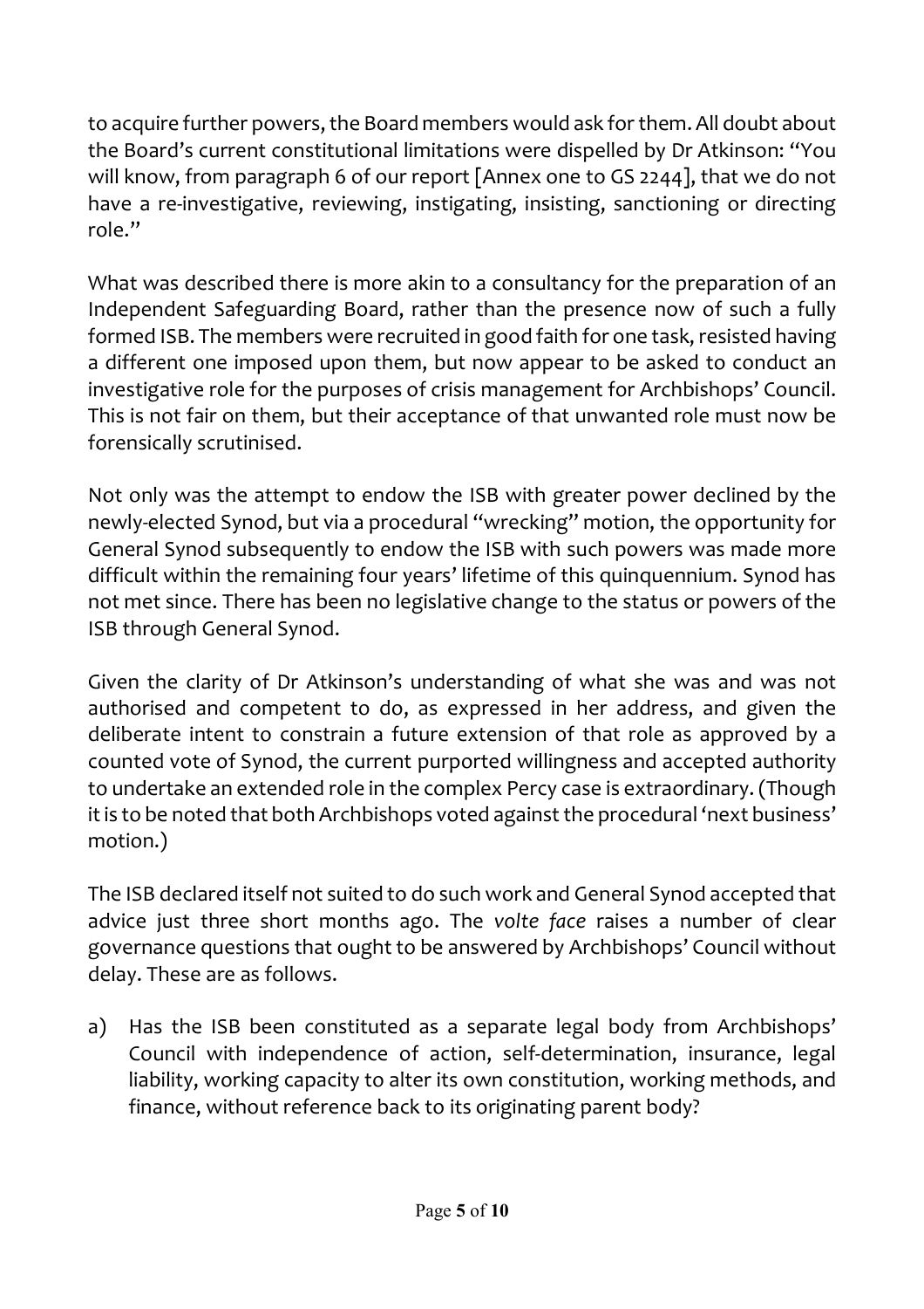to acquire further powers, the Board members would ask for them. All doubt about the Board's current constitutional limitations were dispelled by Dr Atkinson: "You will know, from paragraph 6 of our report [Annex one to GS 2244], that we do not have a re-investigative, reviewing, instigating, insisting, sanctioning or directing role."

What was described there is more akin to a consultancy for the preparation of an Independent Safeguarding Board, rather than the presence now of such a fully formed ISB. The members were recruited in good faith for one task, resisted having a different one imposed upon them, but now appear to be asked to conduct an investigative role for the purposes of crisis management for Archbishops' Council. This is not fair on them, but their acceptance of that unwanted role must now be forensically scrutinised.

Not only was the attempt to endow the ISB with greater power declined by the newly-elected Synod, but via a procedural "wrecking" motion, the opportunity for General Synod subsequently to endow the ISB with such powers was made more difficult within the remaining four years' lifetime of this quinquennium. Synod has not met since. There has been no legislative change to the status or powers of the ISB through General Synod.

Given the clarity of Dr Atkinson's understanding of what she was and was not authorised and competent to do, as expressed in her address, and given the deliberate intent to constrain a future extension of that role as approved by a counted vote of Synod, the current purported willingness and accepted authority to undertake an extended role in the complex Percy case is extraordinary. (Though it is to be noted that both Archbishops voted against the procedural 'next business' motion.)

The ISB declared itself not suited to do such work and General Synod accepted that advice just three short months ago. The *volte face* raises a number of clear governance questions that ought to be answered by Archbishops' Council without delay. These are as follows.

a) Has the ISB been constituted as a separate legal body from Archbishops' Council with independence of action, self-determination, insurance, legal liability, working capacity to alter its own constitution, working methods, and finance, without reference back to its originating parent body?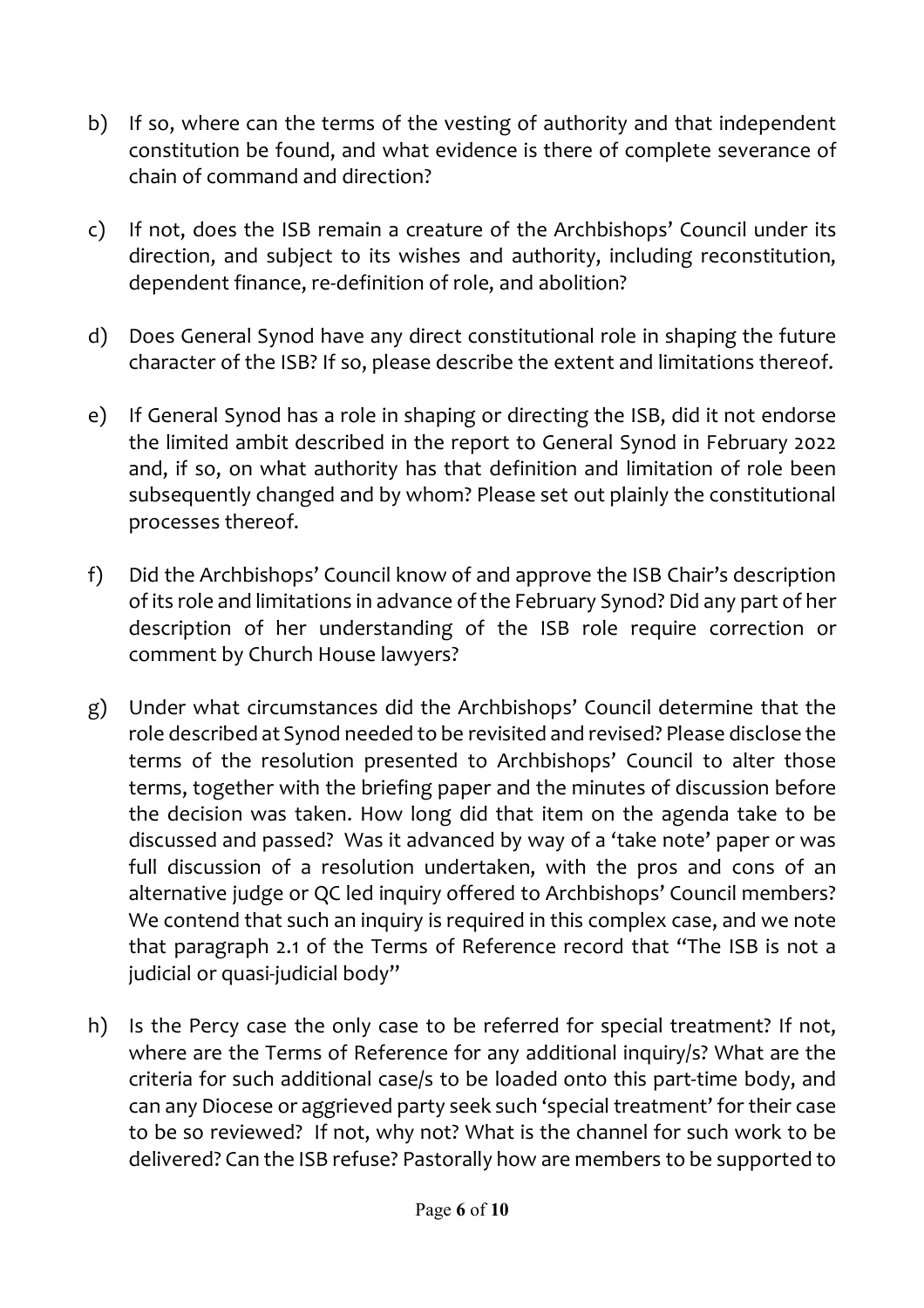b) If so, where can the terms of the vesting of authority and that independent constitution be found, and what evidence is there of complete severance of chain of command and direction?

c) If not, does the ISB remain a creature of the Archbishops' Council under its direction, and subject to its wishes and authority, including reconstitution, dependent finance, re-definition of role, and abolition?

d) Does General Synod have any direct constitutional role in shaping the future character of the ISB? If so, please describe the extent and limitations thereof.

e) If General Synod has a role in shaping or directing the ISB, did it not endorse the limited ambit described in the report to General Synod in February 2022 and, if so, on what authority has that definition and limitation of role been subsequently changed and by whom? Please set out plainly the constitutional processes thereof.

f) Did the Archbishops' Council know of and approve the ISB Chair's description of its role and limitations in advance of the February Synod? Did any part of her description of her understanding of the ISB role require correction or comment by Church House lawyers?

g) Under what circumstances did the Archbishops' Council determine that the role described at Synod needed to be revisited and revised? Please disclose the terms of the resolution presented to Archbishops' Council to alter those terms, together with the briefing paper and the minutes of discussion before the decision was taken. How long did that item on the agenda take to be discussed and passed? Was it advanced by way of a 'take note' paper or was full discussion of a resolution undertaken, with the pros and cons of an alternative judge or QC led inquiry offered to Archbishops' Council members? We contend that such an inquiry is required in this complex case, and we note that paragraph 2.1 of the Terms of Reference record that "The ISB is not a judicial or quasi-judicial body"

h) Is the Percy case the only case to be referred for special treatment? If not, where are the Terms of Reference for any additional inquiry/s? What are the criteria for such additional case/s to be loaded onto this part-time body, and can any Diocese or aggrieved party seek such 'special treatment' for their case to be so reviewed? If not, why not? What is the channel for such work to be delivered? Can the ISB refuse? Pastorally how are members to be supported to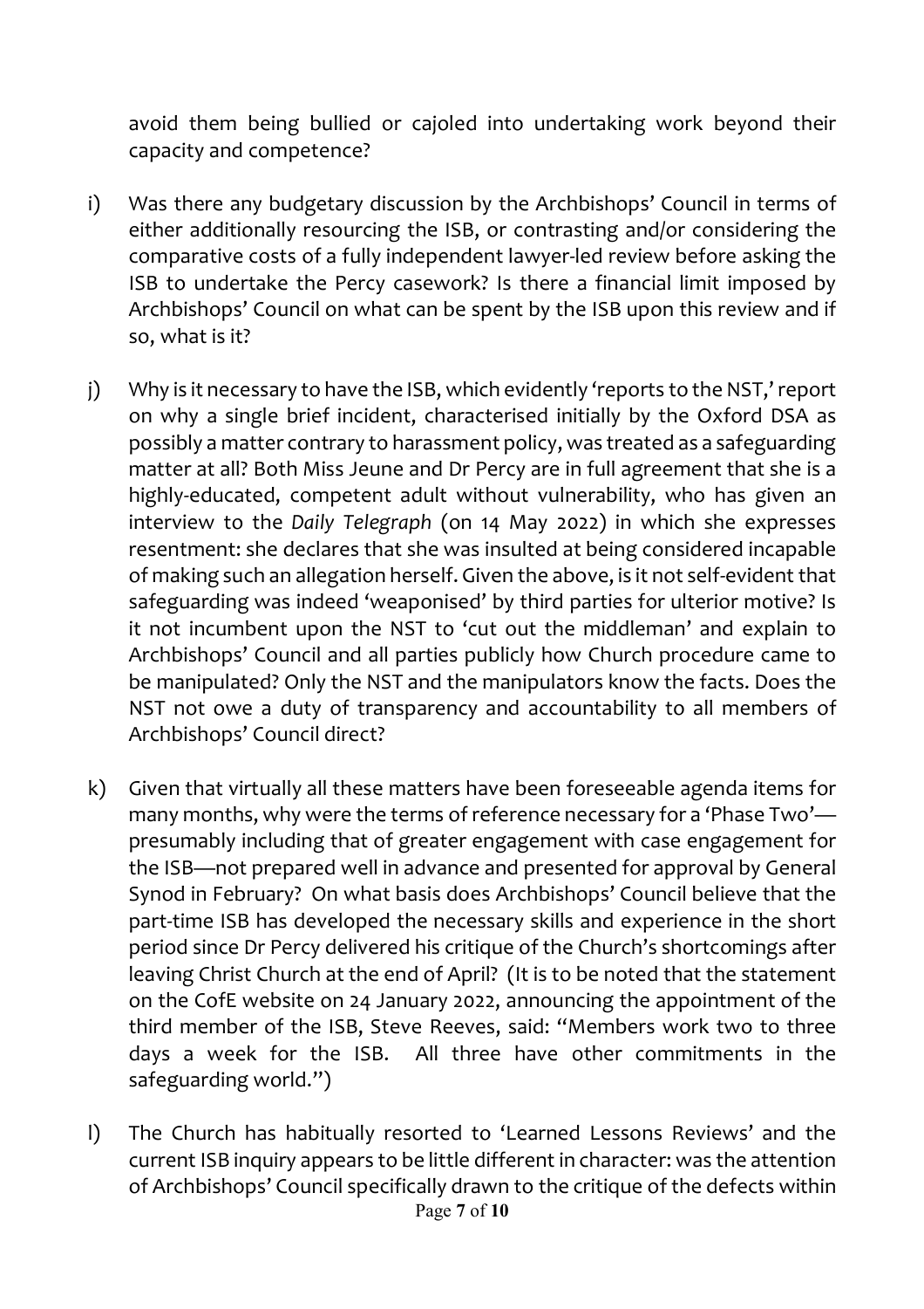avoid them being bullied or cajoled into undertaking work beyond their capacity and competence?

i) Was there any budgetary discussion by the Archbishops' Council in terms of either additionally resourcing the ISB, or contrasting and/or considering the comparative costs of a fully independent lawyer-led review before asking the ISB to undertake the Percy casework? Is there a financial limit imposed by Archbishops' Council on what can be spent by the ISB upon this review and if so, what is it?

j) Why is it necessary to have the ISB, which evidently 'reports to the NST,' report on why a single brief incident, characterised initially by the Oxford DSA as possibly a matter contrary to harassment policy, was treated as a safeguarding matter at all? Both Miss Jeune and Dr Percy are in full agreement that she is a highly-educated, competent adult without vulnerability, who has given an interview to the *Daily Telegraph* (on 14 May 2022) in which she expresses resentment: she declares that she was insulted at being considered incapable of making such an allegation herself. Given the above, is it not self-evident that safeguarding was indeed 'weaponised' by third parties for ulterior motive? Is it not incumbent upon the NST to 'cut out the middleman' and explain to Archbishops' Council and all parties publicly how Church procedure came to be manipulated? Only the NST and the manipulators know the facts. Does the NST not owe a duty of transparency and accountability to all members of Archbishops' Council direct?

k) Given that virtually all these matters have been foreseeable agenda items for many months, why were the terms of reference necessary for a 'Phase Two'—presumably including that of greater engagement with case engagement for the ISB—not prepared well in advance and presented for approval by General Synod in February? On what basis does Archbishops' Council believe that the part-time ISB has developed the necessary skills and experience in the short period since Dr Percy delivered his critique of the Church's shortcomings after leaving Christ Church at the end of April? (It is to be noted that the statement on the CofE website on 24 January 2022, announcing the appointment of the third member of the ISB, Steve Reeves, said: "Members work two to three days a week for the ISB. All three have other commitments in the safeguarding world.")

l) The Church has habitually resorted to 'Learned Lessons Reviews' and the current ISB inquiry appears to be little different in character: was the attention of Archbishops' Council specifically drawn to the critique of the defects within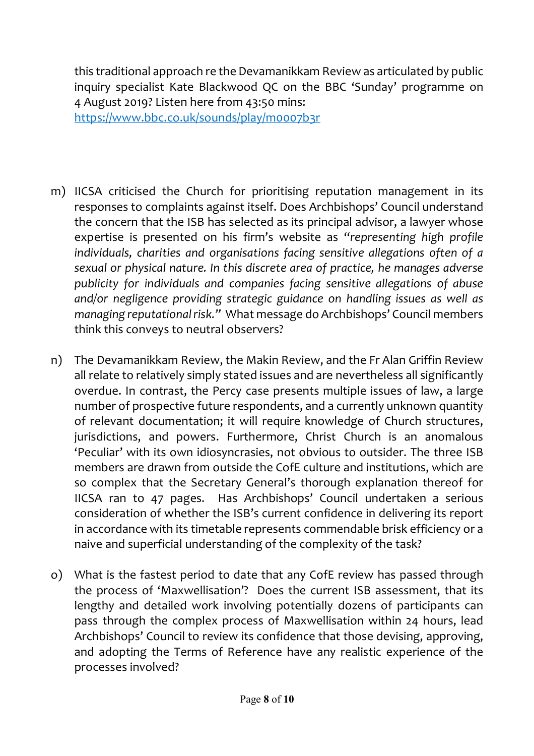this traditional approach re the Devamanikkam Review as articulated by public inquiry specialist Kate Blackwood QC on the BBC 'Sunday' programme on 4 August 2019? Listen here from 43:50 mins: [https://www.bbc.co.uk/sounds/play/m0007b3r](https://www.bbc.co.uk/sounds/play/m0007b3r)

m) IICSA criticised the Church for prioritising reputation management in its responses to complaints against itself. Does Archbishops' Council understand the concern that the ISB has selected as its principal advisor, a lawyer whose expertise is presented on his firm's website as "*representing high profile individuals, charities and organisations facing sensitive allegations often of a sexual or physical nature. In this discrete area of practice, he manages adverse publicity for individuals and companies facing sensitive allegations of abuse and/or negligence providing strategic guidance on handling issues as well as managing reputational risk.*" What message do Archbishops' Council members think this conveys to neutral observers?

n) The Devamanikkam Review, the Makin Review, and the Fr Alan Griffin Review all relate to relatively simply stated issues and are nevertheless all significantly overdue. In contrast, the Percy case presents multiple issues of law, a large number of prospective future respondents, and a currently unknown quantity of relevant documentation; it will require knowledge of Church structures, jurisdictions, and powers. Furthermore, Christ Church is an anomalous 'Peculiar' with its own idiosyncrasies, not obvious to outsider. The three ISB members are drawn from outside the CofE culture and institutions, which are so complex that the Secretary General's thorough explanation thereof for IICSA ran to 47 pages. Has Archbishops' Council undertaken a serious consideration of whether the ISB's current confidence in delivering its report in accordance with its timetable represents commendable brisk efficiency or a naive and superficial understanding of the complexity of the task?

o) What is the fastest period to date that any CofE review has passed through the process of 'Maxwellisation'? Does the current ISB assessment, that its lengthy and detailed work involving potentially dozens of participants can pass through the complex process of Maxwellisation within 24 hours, lead Archbishops' Council to review its confidence that those devising, approving, and adopting the Terms of Reference have any realistic experience of the processes involved?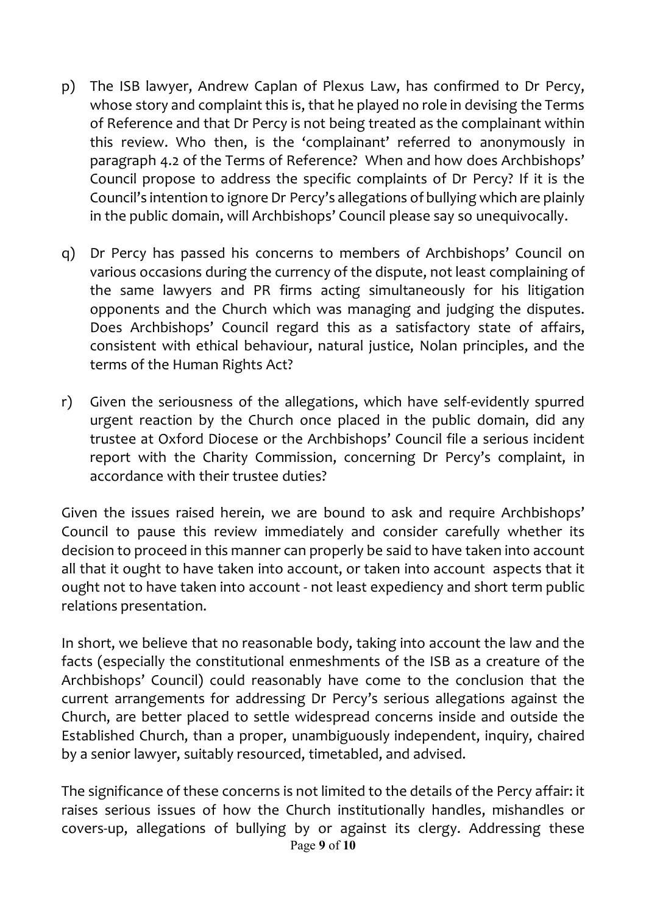p) The ISB lawyer, Andrew Caplan of Plexus Law, has confirmed to Dr Percy, whose story and complaint this is, that he played no role in devising the Terms of Reference and that Dr Percy is not being treated as the complainant within this review. Who then, is the 'complainant' referred to anonymously in paragraph 4.2 of the Terms of Reference? When and how does Archbishops' Council propose to address the specific complaints of Dr Percy? If it is the Council's intention to ignore Dr Percy's allegations of bullying which are plainly in the public domain, will Archbishops' Council please say so unequivocally.

q) Dr Percy has passed his concerns to members of Archbishops' Council on various occasions during the currency of the dispute, not least complaining of the same lawyers and PR firms acting simultaneously for his litigation opponents and the Church which was managing and judging the disputes. Does Archbishops' Council regard this as a satisfactory state of affairs, consistent with ethical behaviour, natural justice, Nolan principles, and the terms of the Human Rights Act?

r) Given the seriousness of the allegations, which have self-evidently spurred urgent reaction by the Church once placed in the public domain, did any trustee at Oxford Diocese or the Archbishops' Council file a serious incident report with the Charity Commission, concerning Dr Percy's complaint, in accordance with their trustee duties?

Given the issues raised herein, we are bound to ask and require Archbishops' Council to pause this review immediately and consider carefully whether its decision to proceed in this manner can properly be said to have taken into account all that it ought to have taken into account, or taken into account aspects that it ought not to have taken into account - not least expediency and short term public relations presentation.

In short, we believe that no reasonable body, taking into account the law and the facts (especially the constitutional enmeshments of the ISB as a creature of the Archbishops' Council) could reasonably have come to the conclusion that the current arrangements for addressing Dr Percy's serious allegations against the Church, are better placed to settle widespread concerns inside and outside the Established Church, than a proper, unambiguously independent, inquiry, chaired by a senior lawyer, suitably resourced, timetabled, and advised.

The significance of these concerns is not limited to the details of the Percy affair: it raises serious issues of how the Church institutionally handles, mishandles or covers-up, allegations of bullying by or against its clergy. Addressing these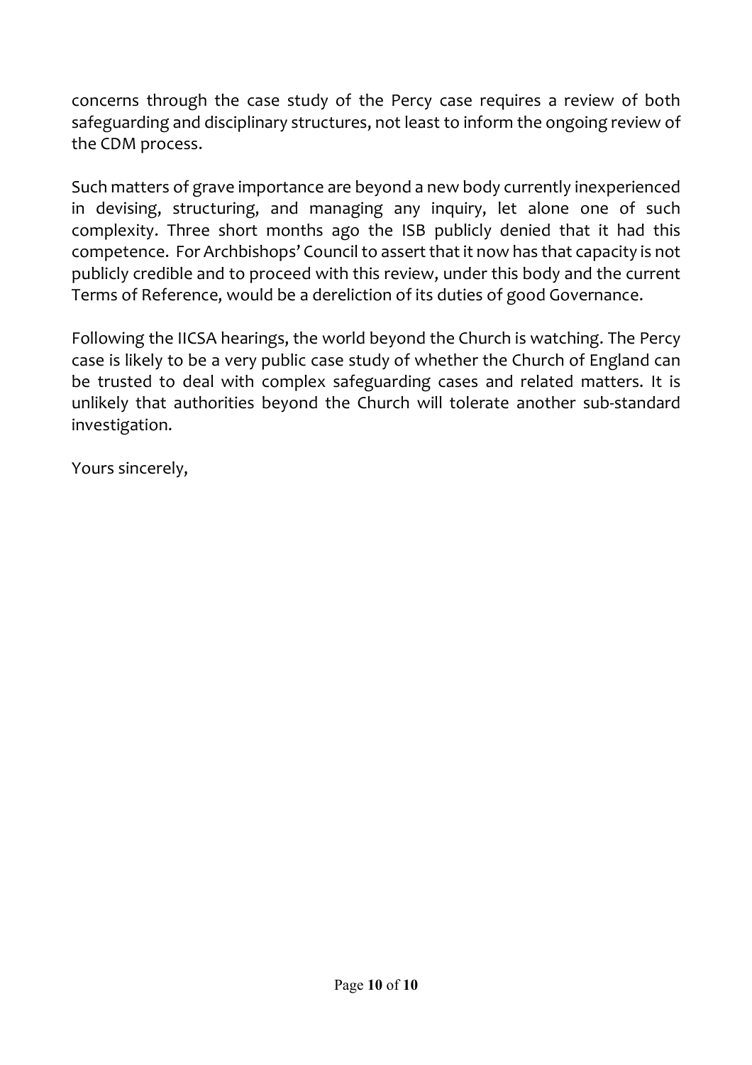concerns through the case study of the Percy case requires a review of both safeguarding and disciplinary structures, not least to inform the ongoing review of the CDM process.

Such matters of grave importance are beyond a new body currently inexperienced in devising, structuring, and managing any inquiry, let alone one of such complexity. Three short months ago the ISB publicly denied that it had this competence. For Archbishops' Council to assert that it now has that capacity is not publicly credible and to proceed with this review, under this body and the current Terms of Reference, would be a dereliction of its duties of good Governance.

Following the IICSA hearings, the world beyond the Church is watching. The Percy case is likely to be a very public case study of whether the Church of England can be trusted to deal with complex safeguarding cases and related matters. It is unlikely that authorities beyond the Church will tolerate another sub-standard investigation.

Yours sincerely,